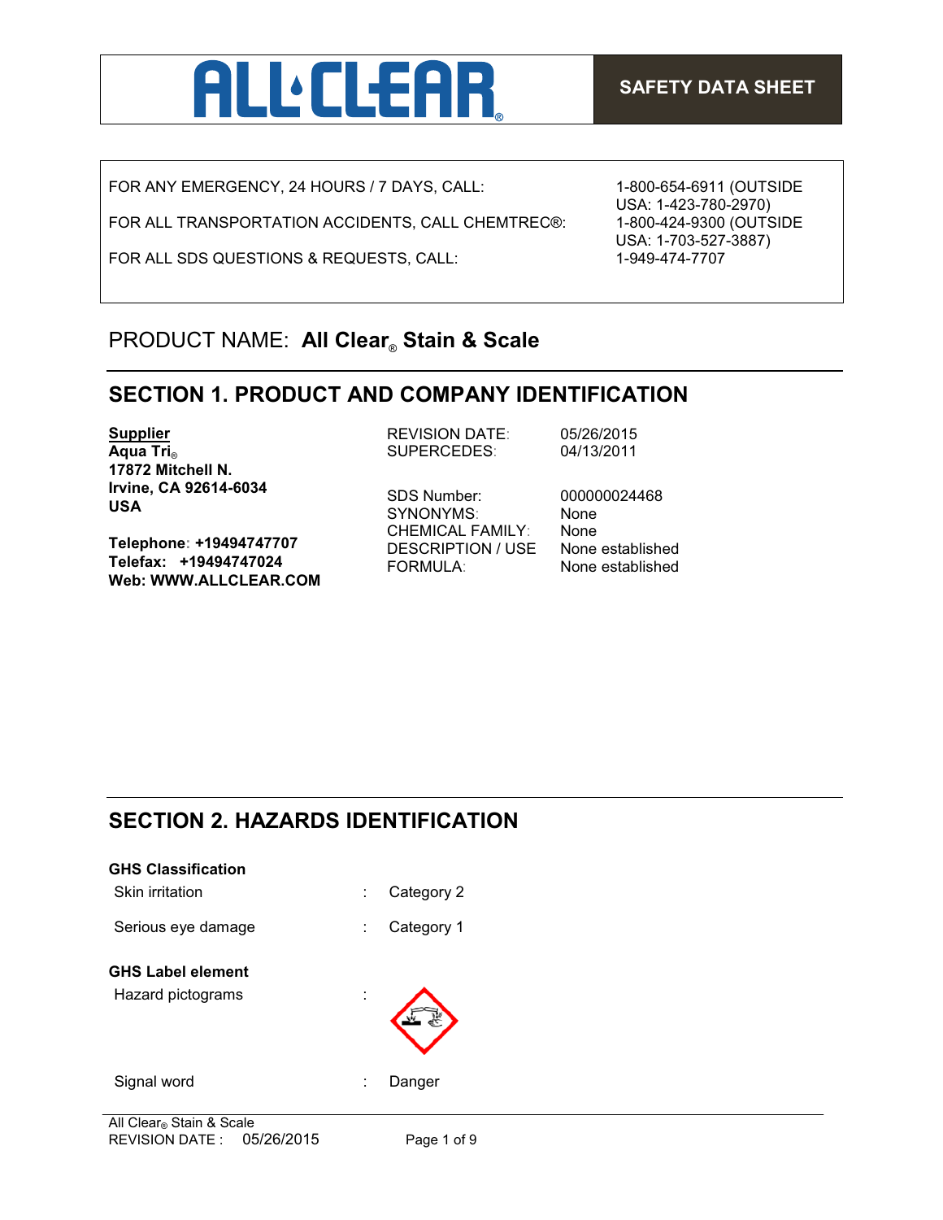# ALL CLEAR®

**SAFETY DATA SHEET**

| | |
|---|---|
| FOR ANY EMERGENCY, 24 HOURS / 7 DAYS, CALL: | 1-800-654-6911 (OUTSIDE USA: 1-423-780-2970) |
| FOR ALL TRANSPORTATION ACCIDENTS, CALL CHEMTREC®: | 1-800-424-9300 (OUTSIDE USA: 1-703-527-3887) |
| FOR ALL SDS QUESTIONS & REQUESTS, CALL: | 1-949-474-7707 |

## PRODUCT NAME: **All Clear® Stain & Scale**

## SECTION 1. PRODUCT AND COMPANY IDENTIFICATION

**Supplier**
**Aqua Tri®**
**17872 Mitchell N.**
**Irvine, CA 92614-6034**
**USA**

**Telephone: +19494747707**
**Telefax: +19494747024**
**Web: WWW.ALLCLEAR.COM**

| | |
|---|---|
| REVISION DATE: | 05/26/2015 |
| SUPERCEDES: | 04/13/2011 |
| SDS Number: | 000000024468 |
| SYNONYMS: | None |
| CHEMICAL FAMILY: | None |
| DESCRIPTION / USE | None established |
| FORMULA: | None established |

## SECTION 2. HAZARDS IDENTIFICATION

**GHS Classification**

| | | |
|---|---|---|
| Skin irritation | : | Category 2 |
| Serious eye damage | : | Category 1 |

**GHS Label element**

| | | |
|---|---|---|
| Hazard pictograms | : | |
| Signal word | : | Danger |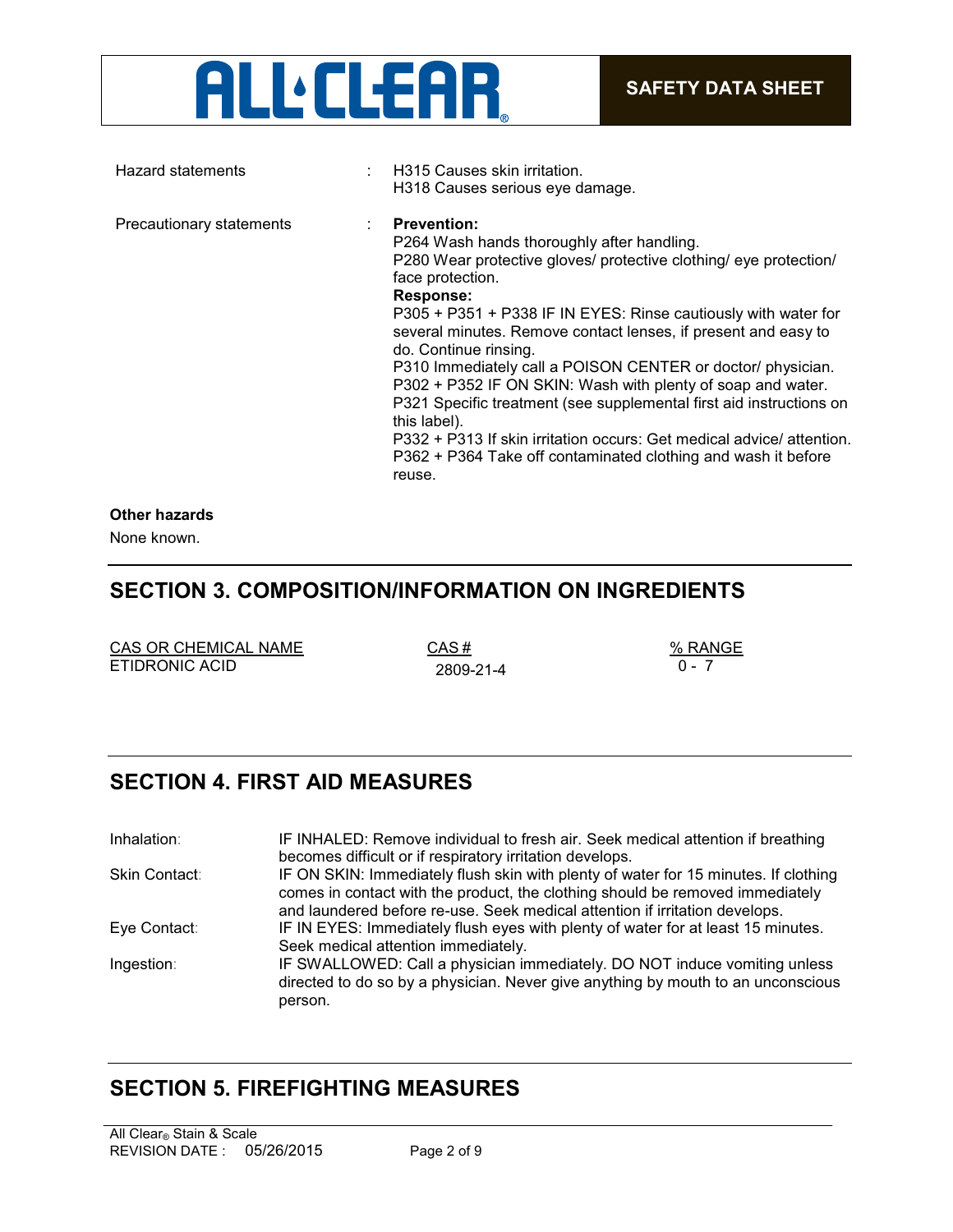| | | |
|---|---|---|
| Hazard statements | : | H315 Causes skin irritation.<br>H318 Causes serious eye damage. |
| Precautionary statements | : | **Prevention:**<br>P264 Wash hands thoroughly after handling.<br>P280 Wear protective gloves/ protective clothing/ eye protection/ face protection.<br>**Response:**<br>P305 + P351 + P338 IF IN EYES: Rinse cautiously with water for several minutes. Remove contact lenses, if present and easy to do. Continue rinsing.<br>P310 Immediately call a POISON CENTER or doctor/ physician.<br>P302 + P352 IF ON SKIN: Wash with plenty of soap and water.<br>P321 Specific treatment (see supplemental first aid instructions on this label).<br>P332 + P313 If skin irritation occurs: Get medical advice/ attention.<br>P362 + P364 Take off contaminated clothing and wash it before reuse. |

**Other hazards**

None known.

## SECTION 3. COMPOSITION/INFORMATION ON INGREDIENTS

| CAS OR CHEMICAL NAME | CAS # | % RANGE |
|---|---|---|
| ETIDRONIC ACID | 2809-21-4 | 0 - 7 |

## SECTION 4. FIRST AID MEASURES

| | |
|---|---|
| Inhalation: | IF INHALED: Remove individual to fresh air. Seek medical attention if breathing becomes difficult or if respiratory irritation develops. |
| Skin Contact: | IF ON SKIN: Immediately flush skin with plenty of water for 15 minutes. If clothing comes in contact with the product, the clothing should be removed immediately and laundered before re-use. Seek medical attention if irritation develops. |
| Eye Contact: | IF IN EYES: Immediately flush eyes with plenty of water for at least 15 minutes. Seek medical attention immediately. |
| Ingestion: | IF SWALLOWED: Call a physician immediately. DO NOT induce vomiting unless directed to do so by a physician. Never give anything by mouth to an unconscious person. |

## SECTION 5. FIREFIGHTING MEASURES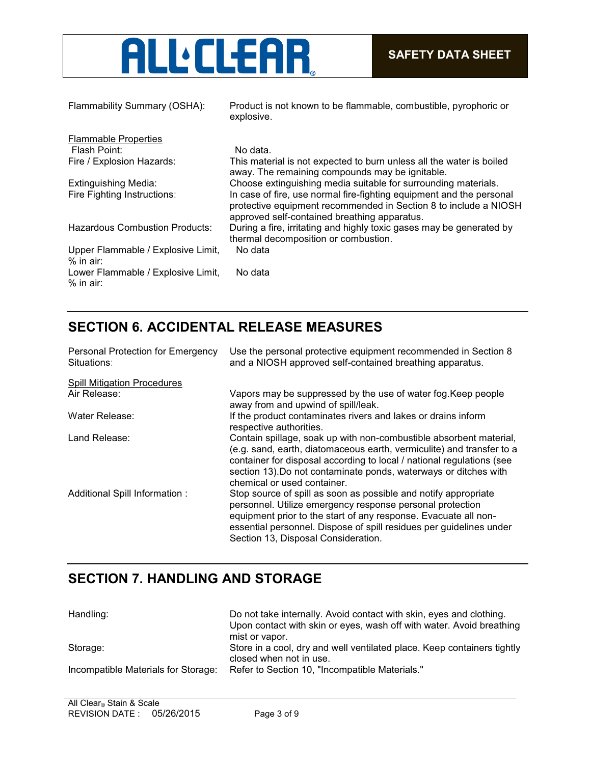| | |
|---|---|
| Flammability Summary (OSHA): | Product is not known to be flammable, combustible, pyrophoric or explosive. |

**Flammable Properties**

| | |
|---|---|
| Flash Point: | No data. |
| Fire / Explosion Hazards: | This material is not expected to burn unless all the water is boiled away. The remaining compounds may be ignitable. |
| Extinguishing Media: | Choose extinguishing media suitable for surrounding materials. |
| Fire Fighting Instructions: | In case of fire, use normal fire-fighting equipment and the personal protective equipment recommended in Section 8 to include a NIOSH approved self-contained breathing apparatus. |
| Hazardous Combustion Products: | During a fire, irritating and highly toxic gases may be generated by thermal decomposition or combustion. |
| Upper Flammable / Explosive Limit, % in air: | No data |
| Lower Flammable / Explosive Limit, % in air: | No data |

## SECTION 6. ACCIDENTAL RELEASE MEASURES

| | |
|---|---|
| Personal Protection for Emergency Situations: | Use the personal protective equipment recommended in Section 8 and a NIOSH approved self-contained breathing apparatus. |

**Spill Mitigation Procedures**

| | |
|---|---|
| Air Release: | Vapors may be suppressed by the use of water fog.Keep people away from and upwind of spill/leak. |
| Water Release: | If the product contaminates rivers and lakes or drains inform respective authorities. |
| Land Release: | Contain spillage, soak up with non-combustible absorbent material, (e.g. sand, earth, diatomaceous earth, vermiculite) and transfer to a container for disposal according to local / national regulations (see section 13).Do not contaminate ponds, waterways or ditches with chemical or used container. |
| Additional Spill Information : | Stop source of spill as soon as possible and notify appropriate personnel. Utilize emergency response personal protection equipment prior to the start of any response. Evacuate all non-essential personnel. Dispose of spill residues per guidelines under Section 13, Disposal Consideration. |

## SECTION 7. HANDLING AND STORAGE

| | |
|---|---|
| Handling: | Do not take internally. Avoid contact with skin, eyes and clothing. Upon contact with skin or eyes, wash off with water. Avoid breathing mist or vapor. |
| Storage: | Store in a cool, dry and well ventilated place. Keep containers tightly closed when not in use. |
| Incompatible Materials for Storage: | Refer to Section 10, "Incompatible Materials." |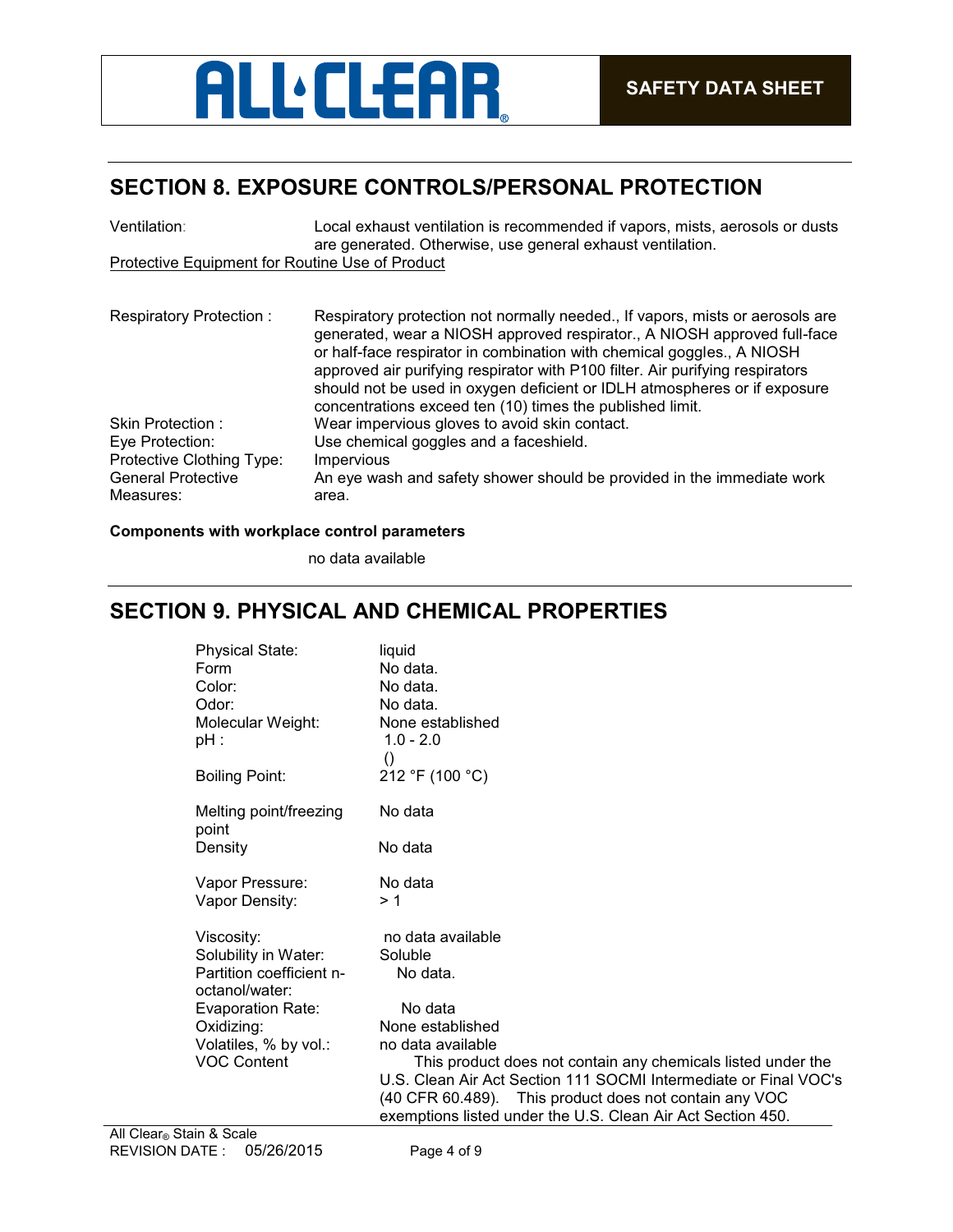## SECTION 8. EXPOSURE CONTROLS/PERSONAL PROTECTION

| | |
|---|---|
| Ventilation: | Local exhaust ventilation is recommended if vapors, mists, aerosols or dusts are generated. Otherwise, use general exhaust ventilation. |

Protective Equipment for Routine Use of Product

| | |
|---|---|
| Respiratory Protection : | Respiratory protection not normally needed., If vapors, mists or aerosols are generated, wear a NIOSH approved respirator., A NIOSH approved full-face or half-face respirator in combination with chemical goggles., A NIOSH approved air purifying respirator with P100 filter. Air purifying respirators should not be used in oxygen deficient or IDLH atmospheres or if exposure concentrations exceed ten (10) times the published limit. |
| Skin Protection : | Wear impervious gloves to avoid skin contact. |
| Eye Protection: | Use chemical goggles and a faceshield. |
| Protective Clothing Type: | Impervious |
| General Protective Measures: | An eye wash and safety shower should be provided in the immediate work area. |

**Components with workplace control parameters**

no data available

## SECTION 9. PHYSICAL AND CHEMICAL PROPERTIES

| | |
|---|---|
| Physical State: | liquid |
| Form | No data. |
| Color: | No data. |
| Odor: | No data. |
| Molecular Weight: | None established |
| pH : | 1.0 - 2.0 () |
| Boiling Point: | 212 °F (100 °C) |
| Melting point/freezing point | No data |
| Density | No data |
| Vapor Pressure: | No data |
| Vapor Density: | > 1 |
| Viscosity: | no data available |
| Solubility in Water: | Soluble |
| Partition coefficient n-octanol/water: | No data. |
| Evaporation Rate: | No data |
| Oxidizing: | None established |
| Volatiles, % by vol.: | no data available |
| VOC Content | This product does not contain any chemicals listed under the U.S. Clean Air Act Section 111 SOCMI Intermediate or Final VOC's (40 CFR 60.489). This product does not contain any VOC exemptions listed under the U.S. Clean Air Act Section 450. |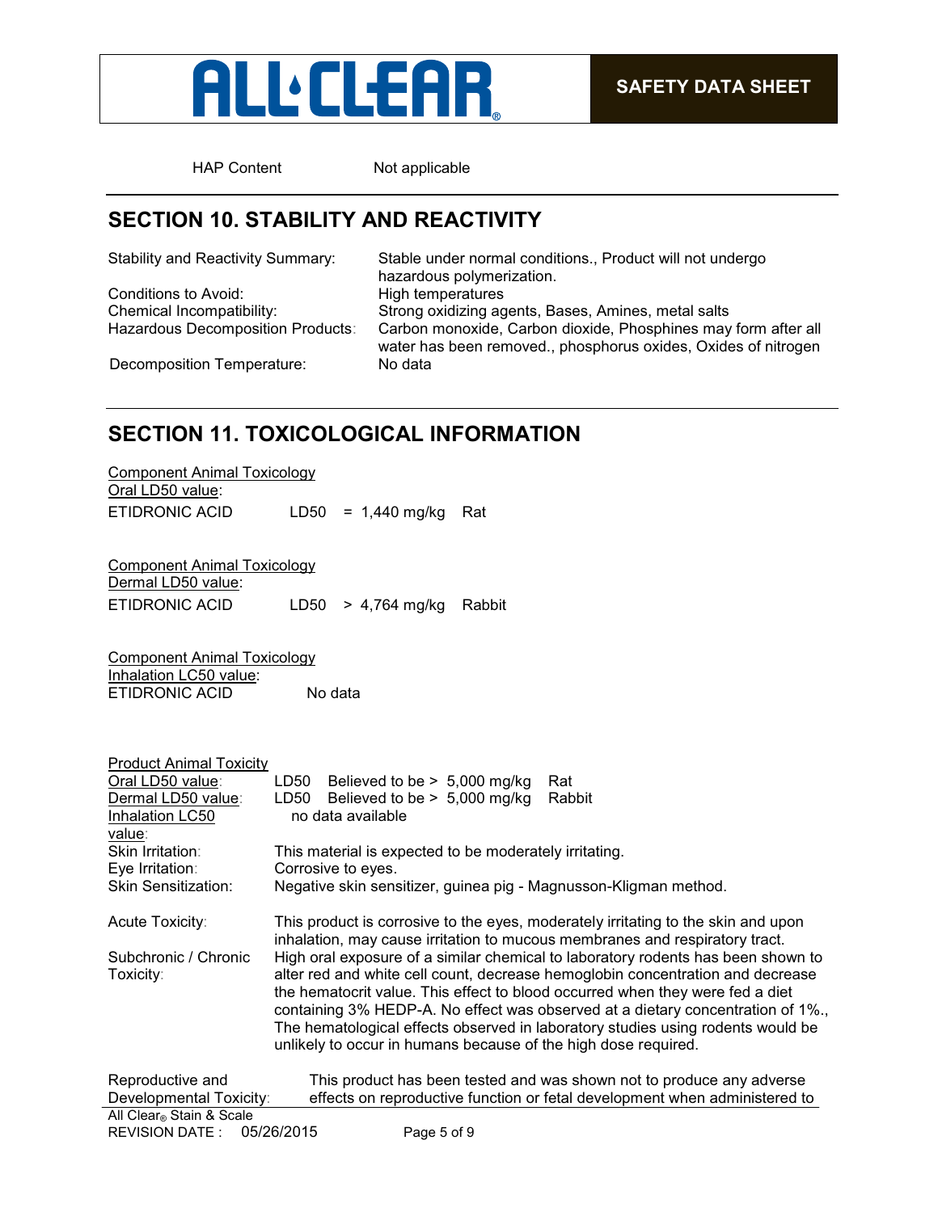HAP Content Not applicable

## SECTION 10. STABILITY AND REACTIVITY

| | |
|---|---|
| Stability and Reactivity Summary: | Stable under normal conditions., Product will not undergo hazardous polymerization. |
| Conditions to Avoid: | High temperatures |
| Chemical Incompatibility: | Strong oxidizing agents, Bases, Amines, metal salts |
| Hazardous Decomposition Products: | Carbon monoxide, Carbon dioxide, Phosphines may form after all water has been removed., phosphorus oxides, Oxides of nitrogen |
| Decomposition Temperature: | No data |

## SECTION 11. TOXICOLOGICAL INFORMATION

Component Animal Toxicology
Oral LD50 value:

ETIDRONIC ACID LD50 = 1,440 mg/kg Rat

Component Animal Toxicology
Dermal LD50 value:

ETIDRONIC ACID LD50 > 4,764 mg/kg Rabbit

Component Animal Toxicology
Inhalation LC50 value:

ETIDRONIC ACID No data

Product Animal Toxicity

| | |
|---|---|
| Oral LD50 value: | LD50 Believed to be > 5,000 mg/kg Rat |
| Dermal LD50 value: | LD50 Believed to be > 5,000 mg/kg Rabbit |
| Inhalation LC50 value: | no data available |
| Skin Irritation: | This material is expected to be moderately irritating. |
| Eye Irritation: | Corrosive to eyes. |
| Skin Sensitization: | Negative skin sensitizer, guinea pig - Magnusson-Kligman method. |
| Acute Toxicity: | This product is corrosive to the eyes, moderately irritating to the skin and upon inhalation, may cause irritation to mucous membranes and respiratory tract. |
| Subchronic / Chronic Toxicity: | High oral exposure of a similar chemical to laboratory rodents has been shown to alter red and white cell count, decrease hemoglobin concentration and decrease the hematocrit value. This effect to blood occurred when they were fed a diet containing 3% HEDP-A. No effect was observed at a dietary concentration of 1%., The hematological effects observed in laboratory studies using rodents would be unlikely to occur in humans because of the high dose required. |
| Reproductive and Developmental Toxicity: | This product has been tested and was shown not to produce any adverse effects on reproductive function or fetal development when administered to |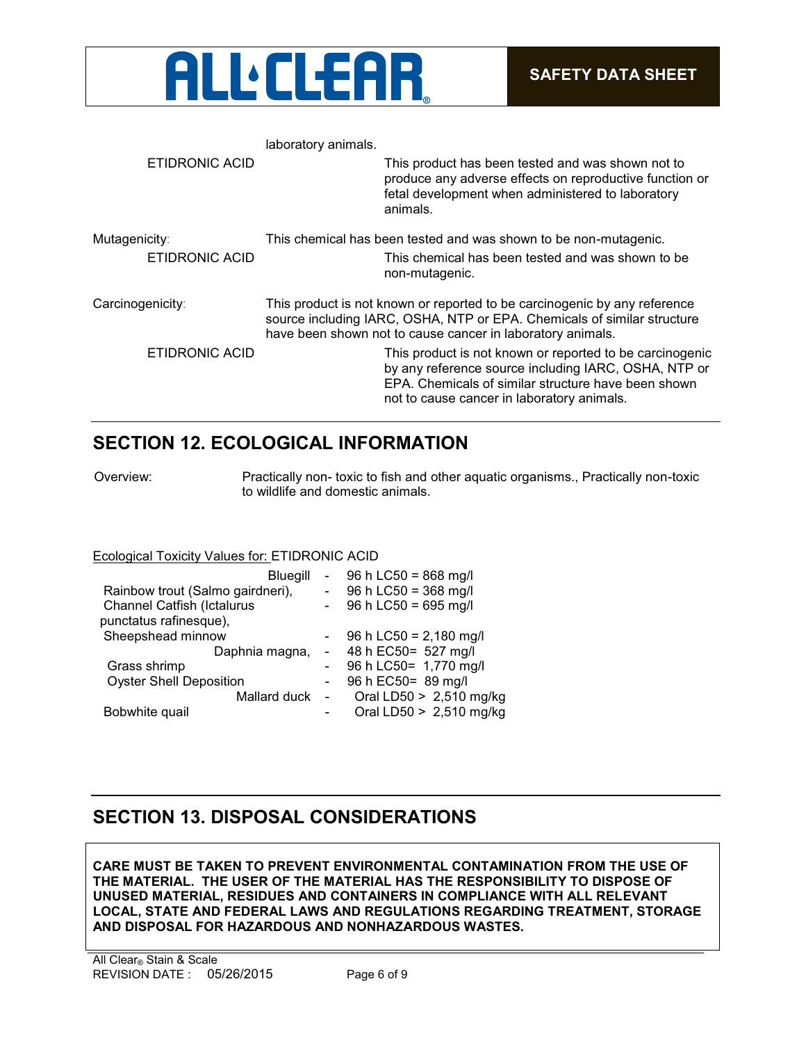laboratory animals.

ETIDRONIC ACID — This product has been tested and was shown not to produce any adverse effects on reproductive function or fetal development when administered to laboratory animals.

Mutagenicity: This chemical has been tested and was shown to be non-mutagenic.

ETIDRONIC ACID — This chemical has been tested and was shown to be non-mutagenic.

Carcinogenicity: This product is not known or reported to be carcinogenic by any reference source including IARC, OSHA, NTP or EPA. Chemicals of similar structure have been shown not to cause cancer in laboratory animals.

ETIDRONIC ACID — This product is not known or reported to be carcinogenic by any reference source including IARC, OSHA, NTP or EPA. Chemicals of similar structure have been shown not to cause cancer in laboratory animals.

## SECTION 12. ECOLOGICAL INFORMATION

Overview: Practically non- toxic to fish and other aquatic organisms., Practically non-toxic to wildlife and domestic animals.

Ecological Toxicity Values for: ETIDRONIC ACID

| Organism | | Value |
|---|---|---|
| Bluegill | - | 96 h LC50 = 868 mg/l |
| Rainbow trout (Salmo gairdneri), | - | 96 h LC50 = 368 mg/l |
| Channel Catfish (Ictalurus punctatus rafinesque), | - | 96 h LC50 = 695 mg/l |
| Sheepshead minnow | - | 96 h LC50 = 2,180 mg/l |
| Daphnia magna, | - | 48 h EC50= 527 mg/l |
| Grass shrimp | - | 96 h LC50= 1,770 mg/l |
| Oyster Shell Deposition | - | 96 h EC50= 89 mg/l |
| Mallard duck | - | Oral LD50 > 2,510 mg/kg |
| Bobwhite quail | - | Oral LD50 > 2,510 mg/kg |

## SECTION 13. DISPOSAL CONSIDERATIONS

**CARE MUST BE TAKEN TO PREVENT ENVIRONMENTAL CONTAMINATION FROM THE USE OF THE MATERIAL. THE USER OF THE MATERIAL HAS THE RESPONSIBILITY TO DISPOSE OF UNUSED MATERIAL, RESIDUES AND CONTAINERS IN COMPLIANCE WITH ALL RELEVANT LOCAL, STATE AND FEDERAL LAWS AND REGULATIONS REGARDING TREATMENT, STORAGE AND DISPOSAL FOR HAZARDOUS AND NONHAZARDOUS WASTES.**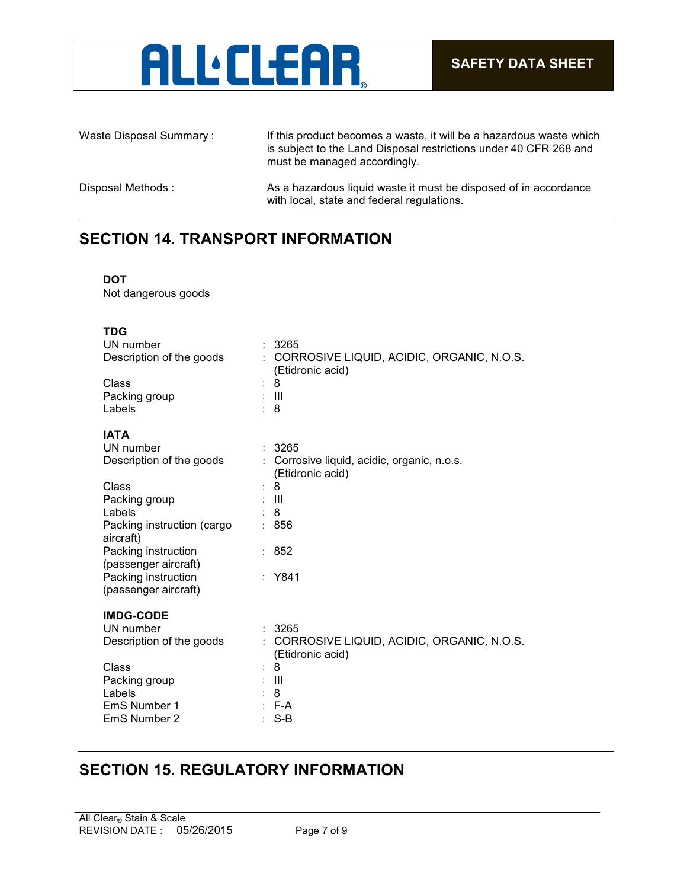| | |
|---|---|
| Waste Disposal Summary : | If this product becomes a waste, it will be a hazardous waste which is subject to the Land Disposal restrictions under 40 CFR 268 and must be managed accordingly. |
| Disposal Methods : | As a hazardous liquid waste it must be disposed of in accordance with local, state and federal regulations. |

## SECTION 14. TRANSPORT INFORMATION

**DOT**

Not dangerous goods

**TDG**

| | |
|---|---|
| UN number | : 3265 |
| Description of the goods | : CORROSIVE LIQUID, ACIDIC, ORGANIC, N.O.S. (Etidronic acid) |
| Class | : 8 |
| Packing group | : III |
| Labels | : 8 |

**IATA**

| | |
|---|---|
| UN number | : 3265 |
| Description of the goods | : Corrosive liquid, acidic, organic, n.o.s. (Etidronic acid) |
| Class | : 8 |
| Packing group | : III |
| Labels | : 8 |
| Packing instruction (cargo aircraft) | : 856 |
| Packing instruction (passenger aircraft) | : 852 |
| Packing instruction (passenger aircraft) | : Y841 |

**IMDG-CODE**

| | |
|---|---|
| UN number | : 3265 |
| Description of the goods | : CORROSIVE LIQUID, ACIDIC, ORGANIC, N.O.S. (Etidronic acid) |
| Class | : 8 |
| Packing group | : III |
| Labels | : 8 |
| EmS Number 1 | : F-A |
| EmS Number 2 | : S-B |

## SECTION 15. REGULATORY INFORMATION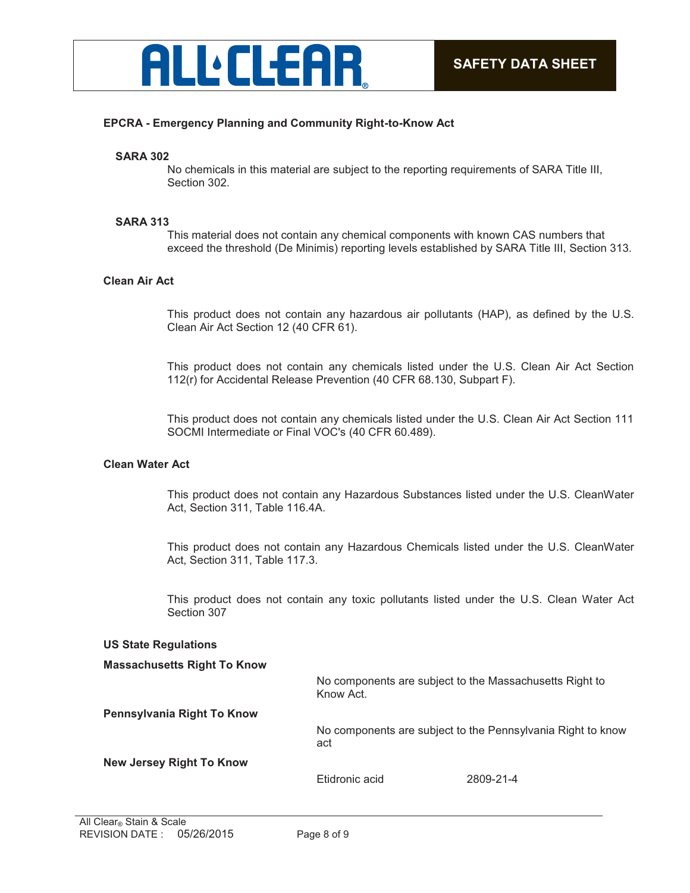**EPCRA - Emergency Planning and Community Right-to-Know Act**

**SARA 302**

No chemicals in this material are subject to the reporting requirements of SARA Title III, Section 302.

**SARA 313**

This material does not contain any chemical components with known CAS numbers that exceed the threshold (De Minimis) reporting levels established by SARA Title III, Section 313.

**Clean Air Act**

This product does not contain any hazardous air pollutants (HAP), as defined by the U.S. Clean Air Act Section 12 (40 CFR 61).

This product does not contain any chemicals listed under the U.S. Clean Air Act Section 112(r) for Accidental Release Prevention (40 CFR 68.130, Subpart F).

This product does not contain any chemicals listed under the U.S. Clean Air Act Section 111 SOCMI Intermediate or Final VOC's (40 CFR 60.489).

**Clean Water Act**

This product does not contain any Hazardous Substances listed under the U.S. CleanWater Act, Section 311, Table 116.4A.

This product does not contain any Hazardous Chemicals listed under the U.S. CleanWater Act, Section 311, Table 117.3.

This product does not contain any toxic pollutants listed under the U.S. Clean Water Act Section 307

**US State Regulations**

**Massachusetts Right To Know**

No components are subject to the Massachusetts Right to Know Act.

**Pennsylvania Right To Know**

No components are subject to the Pennsylvania Right to know act

**New Jersey Right To Know**

Etidronic acid 2809-21-4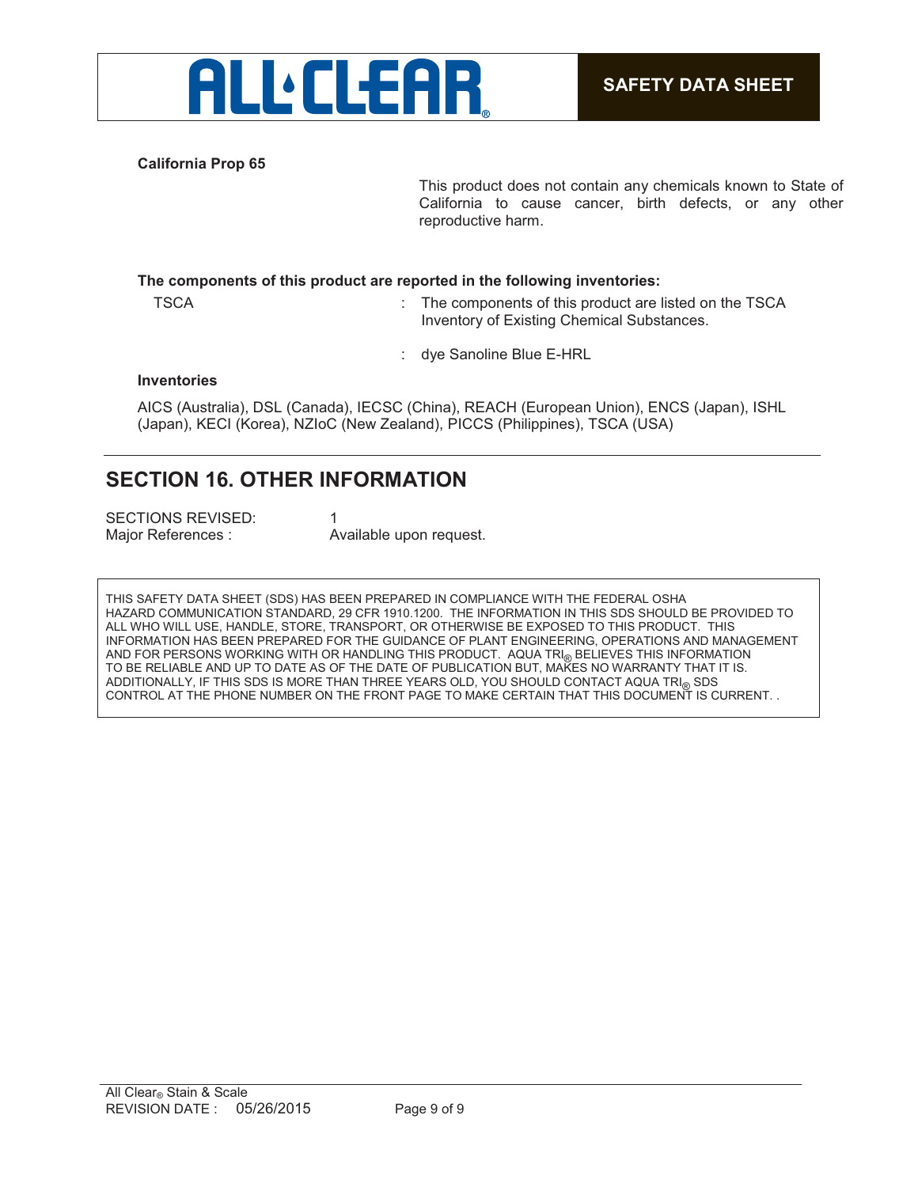**California Prop 65**

This product does not contain any chemicals known to State of California to cause cancer, birth defects, or any other reproductive harm.

**The components of this product are reported in the following inventories:**

TSCA : The components of this product are listed on the TSCA Inventory of Existing Chemical Substances.

: dye Sanoline Blue E-HRL

**Inventories**

AICS (Australia), DSL (Canada), IECSC (China), REACH (European Union), ENCS (Japan), ISHL (Japan), KECI (Korea), NZIoC (New Zealand), PICCS (Philippines), TSCA (USA)

## SECTION 16. OTHER INFORMATION

SECTIONS REVISED: 1
Major References : Available upon request.

THIS SAFETY DATA SHEET (SDS) HAS BEEN PREPARED IN COMPLIANCE WITH THE FEDERAL OSHA HAZARD COMMUNICATION STANDARD, 29 CFR 1910.1200. THE INFORMATION IN THIS SDS SHOULD BE PROVIDED TO ALL WHO WILL USE, HANDLE, STORE, TRANSPORT, OR OTHERWISE BE EXPOSED TO THIS PRODUCT. THIS INFORMATION HAS BEEN PREPARED FOR THE GUIDANCE OF PLANT ENGINEERING, OPERATIONS AND MANAGEMENT AND FOR PERSONS WORKING WITH OR HANDLING THIS PRODUCT. AQUA TRI® BELIEVES THIS INFORMATION TO BE RELIABLE AND UP TO DATE AS OF THE DATE OF PUBLICATION BUT, MAKES NO WARRANTY THAT IT IS. ADDITIONALLY, IF THIS SDS IS MORE THAN THREE YEARS OLD, YOU SHOULD CONTACT AQUA TRI® SDS CONTROL AT THE PHONE NUMBER ON THE FRONT PAGE TO MAKE CERTAIN THAT THIS DOCUMENT IS CURRENT. .